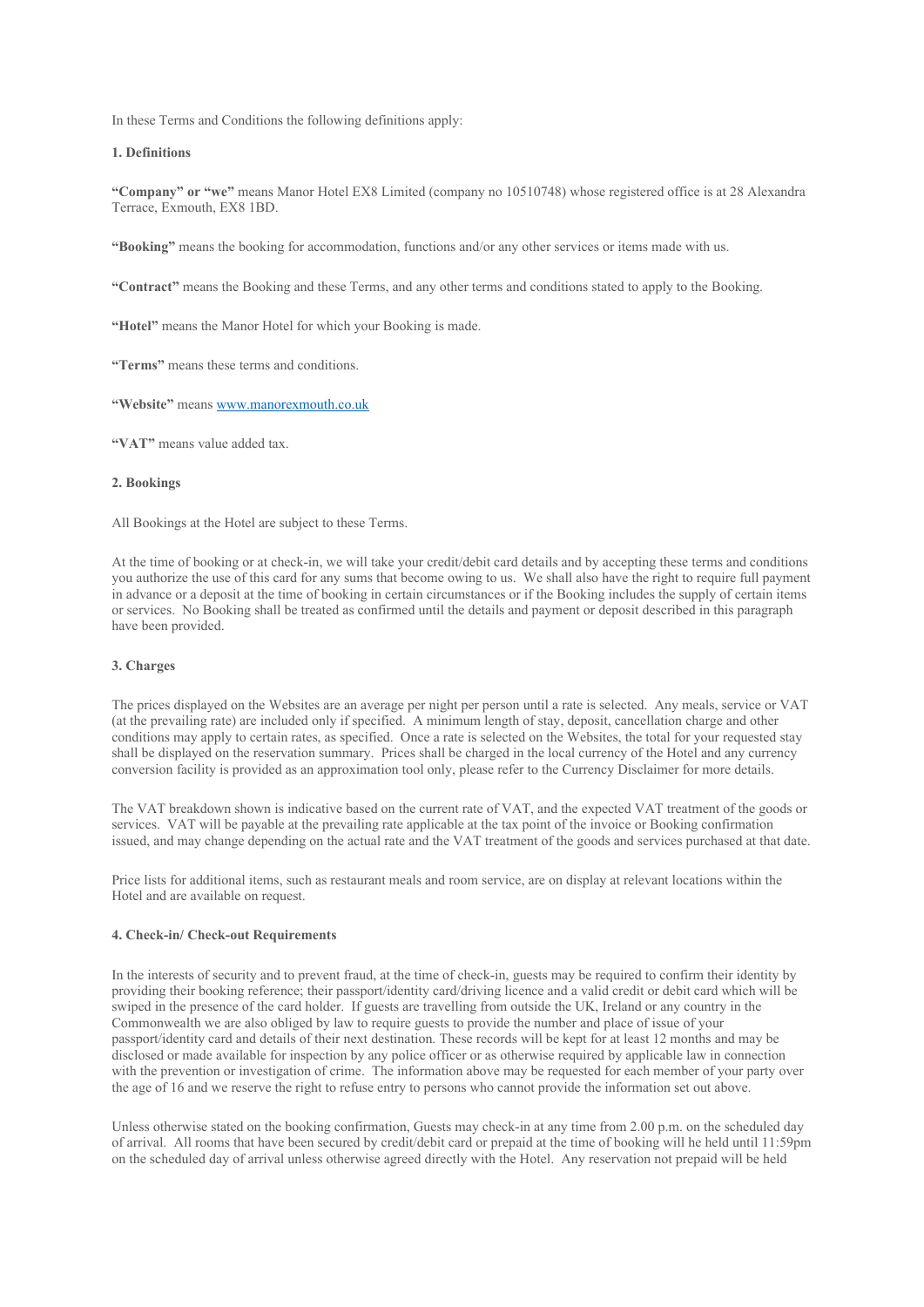In these Terms and Conditions the following definitions apply:

## 1. Definitions

**"Company" or "we"** means Manor Hotel EX8 Limited (company no 10510748) whose registered office is at 28 Alexandra Terrace, Exmouth, EX8 1BD.

**"Booking"** means the booking for accommodation, functions and/or any other services or items made with us.

**"Contract"** means the Booking and these Terms, and any other terms and conditions stated to apply to the Booking.

**"Hotel"** means the Manor Hotel for which your Booking is made.

**"Terms"** means these terms and conditions.

**"Website"** means [www.manorexmouth.co.uk](http://www.manorexmouth.co.uk)

**"VAT"** means value added tax.

## 2. Bookings

All Bookings at the Hotel are subject to these Terms.

At the time of booking or at check-in, we will take your credit/debit card details and by accepting these terms and conditions you authorize the use of this card for any sums that become owing to us. We shall also have the right to require full payment in advance or a deposit at the time of booking in certain circumstances or if the Booking includes the supply of certain items or services. No Booking shall be treated as confirmed until the details and payment or deposit described in this paragraph have been provided.

## 3. Charges

The prices displayed on the Websites are an average per night per person until a rate is selected. Any meals, service or VAT (at the prevailing rate) are included only if specified. A minimum length of stay, deposit, cancellation charge and other conditions may apply to certain rates, as specified. Once a rate is selected on the Websites, the total for your requested stay shall be displayed on the reservation summary. Prices shall be charged in the local currency of the Hotel and any currency conversion facility is provided as an approximation tool only, please refer to the Currency Disclaimer for more details.

The VAT breakdown shown is indicative based on the current rate of VAT, and the expected VAT treatment of the goods or services. VAT will be payable at the prevailing rate applicable at the tax point of the invoice or Booking confirmation issued, and may change depending on the actual rate and the VAT treatment of the goods and services purchased at that date.

Price lists for additional items, such as restaurant meals and room service, are on display at relevant locations within the Hotel and are available on request.

## 4. Check-in/ Check-out Requirements

In the interests of security and to prevent fraud, at the time of check-in, guests may be required to confirm their identity by providing their booking reference; their passport/identity card/driving licence and a valid credit or debit card which will be swiped in the presence of the card holder. If guests are travelling from outside the UK, Ireland or any country in the Commonwealth we are also obliged by law to require guests to provide the number and place of issue of your passport/identity card and details of their next destination. These records will be kept for at least 12 months and may be disclosed or made available for inspection by any police officer or as otherwise required by applicable law in connection with the prevention or investigation of crime. The information above may be requested for each member of your party over the age of 16 and we reserve the right to refuse entry to persons who cannot provide the information set out above.

Unless otherwise stated on the booking confirmation, Guests may check-in at any time from 2.00 p.m. on the scheduled day of arrival. All rooms that have been secured by credit/debit card or prepaid at the time of booking will he held until 11:59pm on the scheduled day of arrival unless otherwise agreed directly with the Hotel. Any reservation not prepaid will be held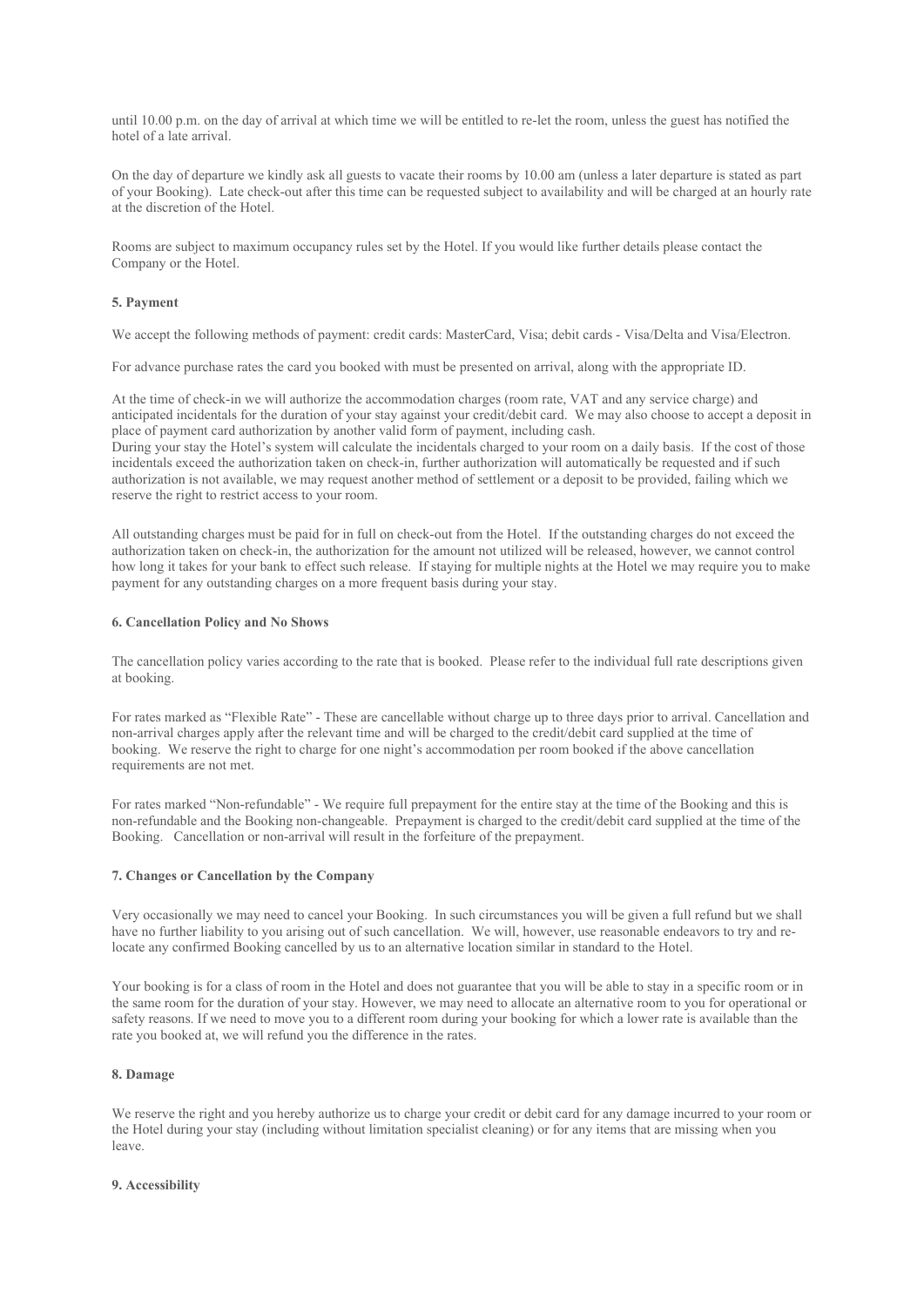until 10.00 p.m. on the day of arrival at which time we will be entitled to re-let the room, unless the guest has notified the hotel of a late arrival.

On the day of departure we kindly ask all guests to vacate their rooms by 10.00 am (unless a later departure is stated as part of your Booking). Late check-out after this time can be requested subject to availability and will be charged at an hourly rate at the discretion of the Hotel.

Rooms are subject to maximum occupancy rules set by the Hotel. If you would like further details please contact the Company or the Hotel.

#### 5. Payment

We accept the following methods of payment: credit cards: MasterCard, Visa; debit cards - Visa/Delta and Visa/Electron.

For advance purchase rates the card you booked with must be presented on arrival, along with the appropriate ID.

At the time of check-in we will authorize the accommodation charges (room rate, VAT and any service charge) and anticipated incidentals for the duration of your stay against your credit/debit card. We may also choose to accept a deposit in place of payment card authorization by another valid form of payment, including cash.
During your stay the Hotel's system will calculate the incidentals charged to your room on a daily basis. If the cost of those incidentals exceed the authorization taken on check-in, further authorization will automatically be requested and if such authorization is not available, we may request another method of settlement or a deposit to be provided, failing which we reserve the right to restrict access to your room.

All outstanding charges must be paid for in full on check-out from the Hotel. If the outstanding charges do not exceed the authorization taken on check-in, the authorization for the amount not utilized will be released, however, we cannot control how long it takes for your bank to effect such release. If staying for multiple nights at the Hotel we may require you to make payment for any outstanding charges on a more frequent basis during your stay.

#### 6. Cancellation Policy and No Shows

The cancellation policy varies according to the rate that is booked. Please refer to the individual full rate descriptions given at booking.

For rates marked as "Flexible Rate" - These are cancellable without charge up to three days prior to arrival. Cancellation and non-arrival charges apply after the relevant time and will be charged to the credit/debit card supplied at the time of booking. We reserve the right to charge for one night's accommodation per room booked if the above cancellation requirements are not met.

For rates marked "Non-refundable" - We require full prepayment for the entire stay at the time of the Booking and this is non-refundable and the Booking non-changeable. Prepayment is charged to the credit/debit card supplied at the time of the Booking. Cancellation or non-arrival will result in the forfeiture of the prepayment.

#### 7. Changes or Cancellation by the Company

Very occasionally we may need to cancel your Booking. In such circumstances you will be given a full refund but we shall have no further liability to you arising out of such cancellation. We will, however, use reasonable endeavors to try and re-locate any confirmed Booking cancelled by us to an alternative location similar in standard to the Hotel.

Your booking is for a class of room in the Hotel and does not guarantee that you will be able to stay in a specific room or in the same room for the duration of your stay. However, we may need to allocate an alternative room to you for operational or safety reasons. If we need to move you to a different room during your booking for which a lower rate is available than the rate you booked at, we will refund you the difference in the rates.

#### 8. Damage

We reserve the right and you hereby authorize us to charge your credit or debit card for any damage incurred to your room or the Hotel during your stay (including without limitation specialist cleaning) or for any items that are missing when you leave.

#### 9. Accessibility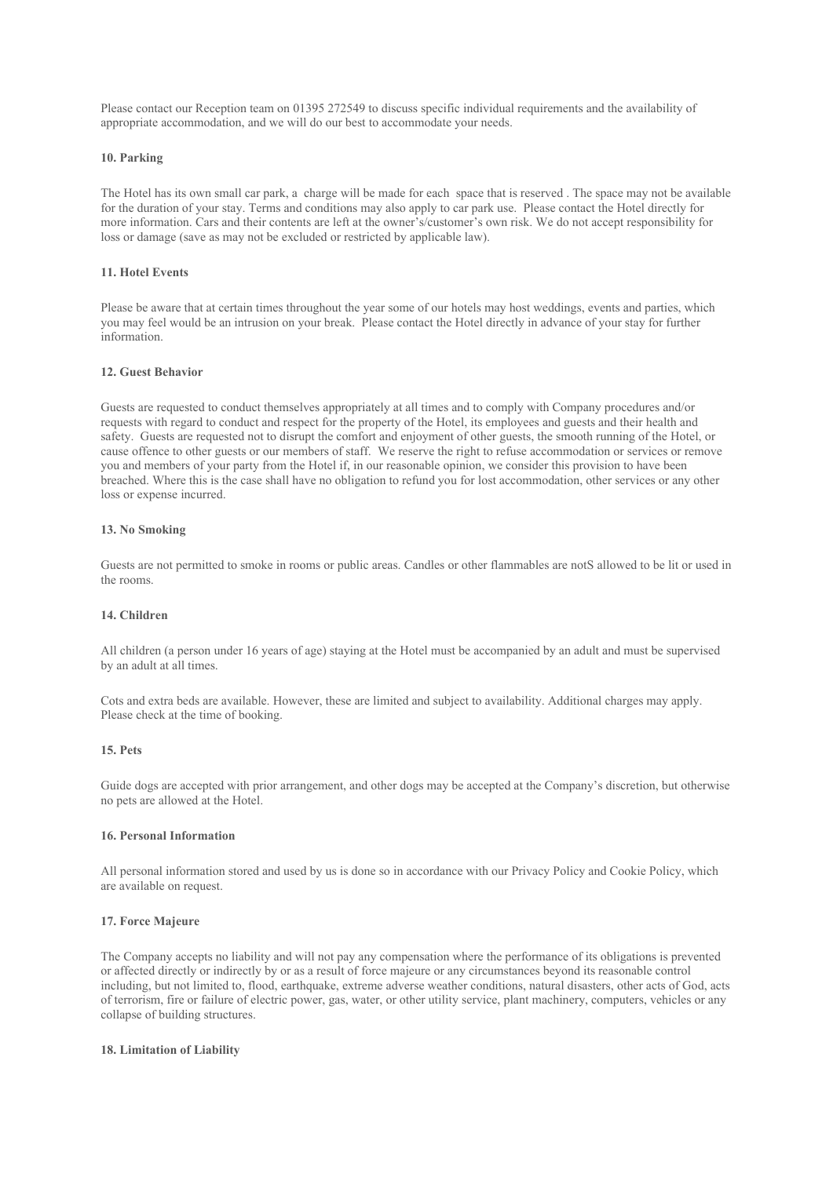Please contact our Reception team on 01395 272549 to discuss specific individual requirements and the availability of appropriate accommodation, and we will do our best to accommodate your needs.

**10. Parking**

The Hotel has its own small car park, a charge will be made for each space that is reserved . The space may not be available for the duration of your stay. Terms and conditions may also apply to car park use. Please contact the Hotel directly for more information. Cars and their contents are left at the owner's/customer's own risk. We do not accept responsibility for loss or damage (save as may not be excluded or restricted by applicable law).

**11. Hotel Events**

Please be aware that at certain times throughout the year some of our hotels may host weddings, events and parties, which you may feel would be an intrusion on your break. Please contact the Hotel directly in advance of your stay for further information.

**12. Guest Behavior**

Guests are requested to conduct themselves appropriately at all times and to comply with Company procedures and/or requests with regard to conduct and respect for the property of the Hotel, its employees and guests and their health and safety. Guests are requested not to disrupt the comfort and enjoyment of other guests, the smooth running of the Hotel, or cause offence to other guests or our members of staff. We reserve the right to refuse accommodation or services or remove you and members of your party from the Hotel if, in our reasonable opinion, we consider this provision to have been breached. Where this is the case shall have no obligation to refund you for lost accommodation, other services or any other loss or expense incurred.

**13. No Smoking**

Guests are not permitted to smoke in rooms or public areas. Candles or other flammables are notS allowed to be lit or used in the rooms.

**14. Children**

All children (a person under 16 years of age) staying at the Hotel must be accompanied by an adult and must be supervised by an adult at all times.

Cots and extra beds are available. However, these are limited and subject to availability. Additional charges may apply. Please check at the time of booking.

**15. Pets**

Guide dogs are accepted with prior arrangement, and other dogs may be accepted at the Company's discretion, but otherwise no pets are allowed at the Hotel.

**16. Personal Information**

All personal information stored and used by us is done so in accordance with our Privacy Policy and Cookie Policy, which are available on request.

**17. Force Majeure**

The Company accepts no liability and will not pay any compensation where the performance of its obligations is prevented or affected directly or indirectly by or as a result of force majeure or any circumstances beyond its reasonable control including, but not limited to, flood, earthquake, extreme adverse weather conditions, natural disasters, other acts of God, acts of terrorism, fire or failure of electric power, gas, water, or other utility service, plant machinery, computers, vehicles or any collapse of building structures.

**18. Limitation of Liability**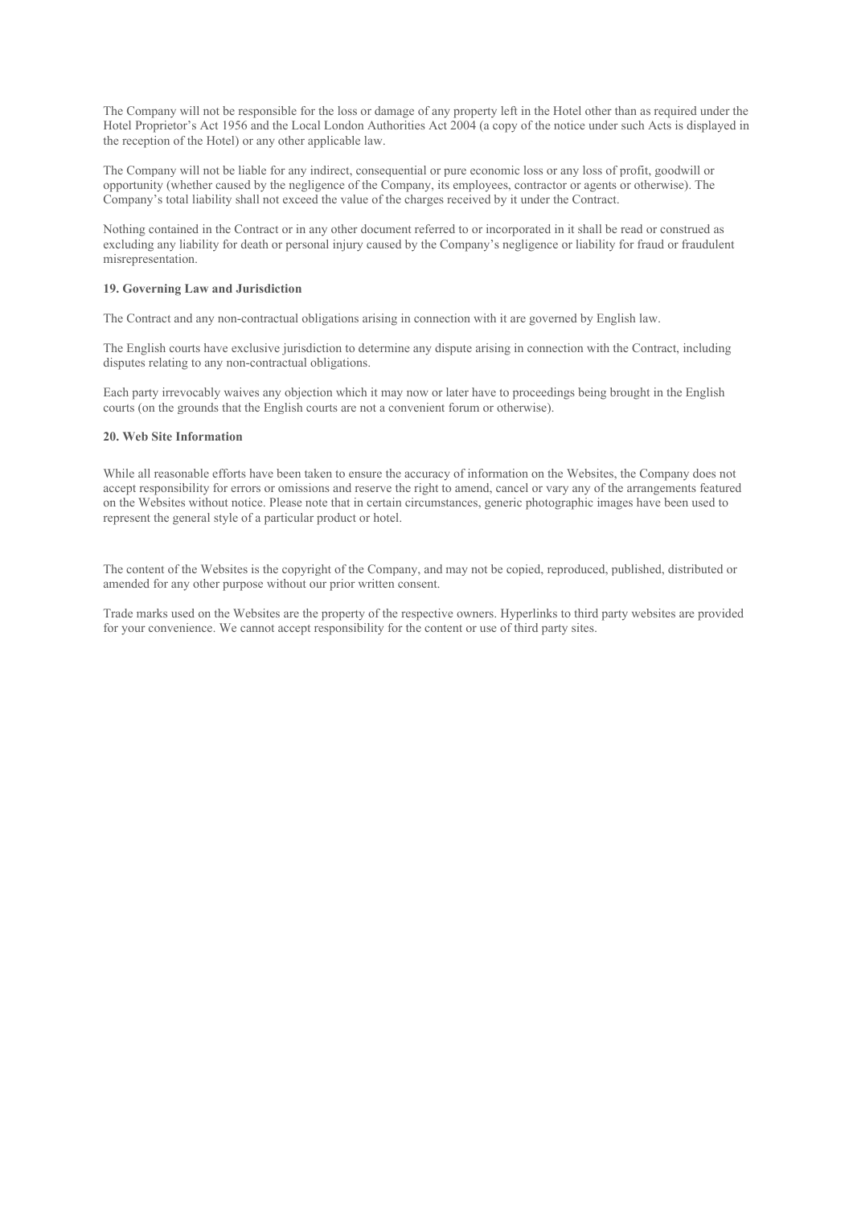The Company will not be responsible for the loss or damage of any property left in the Hotel other than as required under the Hotel Proprietor's Act 1956 and the Local London Authorities Act 2004 (a copy of the notice under such Acts is displayed in the reception of the Hotel) or any other applicable law.

The Company will not be liable for any indirect, consequential or pure economic loss or any loss of profit, goodwill or opportunity (whether caused by the negligence of the Company, its employees, contractor or agents or otherwise). The Company's total liability shall not exceed the value of the charges received by it under the Contract.

Nothing contained in the Contract or in any other document referred to or incorporated in it shall be read or construed as excluding any liability for death or personal injury caused by the Company's negligence or liability for fraud or fraudulent misrepresentation.

**19. Governing Law and Jurisdiction**

The Contract and any non-contractual obligations arising in connection with it are governed by English law.

The English courts have exclusive jurisdiction to determine any dispute arising in connection with the Contract, including disputes relating to any non-contractual obligations.

Each party irrevocably waives any objection which it may now or later have to proceedings being brought in the English courts (on the grounds that the English courts are not a convenient forum or otherwise).

**20. Web Site Information**

While all reasonable efforts have been taken to ensure the accuracy of information on the Websites, the Company does not accept responsibility for errors or omissions and reserve the right to amend, cancel or vary any of the arrangements featured on the Websites without notice. Please note that in certain circumstances, generic photographic images have been used to represent the general style of a particular product or hotel.

The content of the Websites is the copyright of the Company, and may not be copied, reproduced, published, distributed or amended for any other purpose without our prior written consent.

Trade marks used on the Websites are the property of the respective owners. Hyperlinks to third party websites are provided for your convenience. We cannot accept responsibility for the content or use of third party sites.